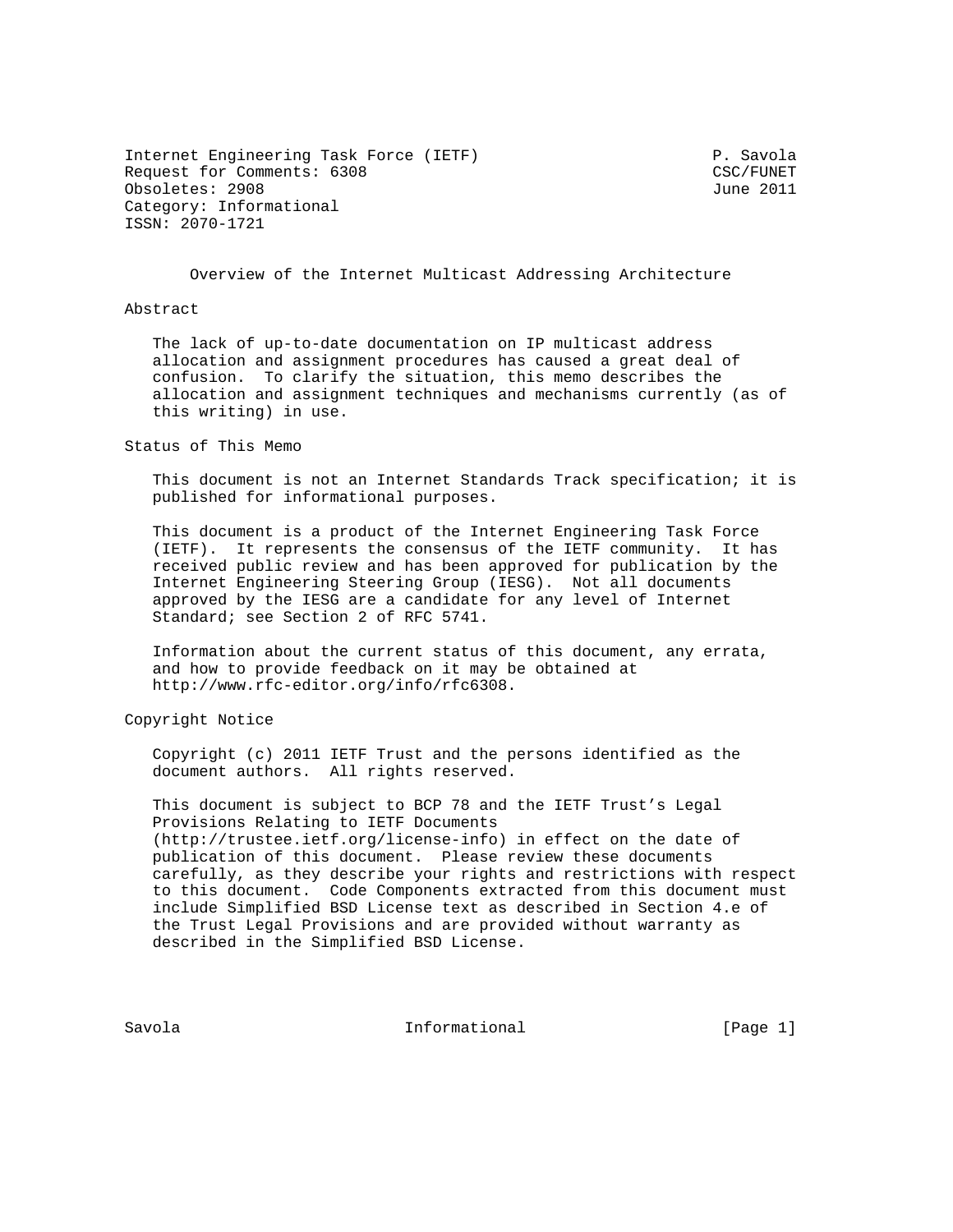Internet Engineering Task Force (IETF) P. Savola
Request for Comments: 6308 CSC/FUNET
Obsoletes: 2908 June 2011
Category: Informational
ISSN: 2070-1721

# Overview of the Internet Multicast Addressing Architecture

## Abstract

The lack of up-to-date documentation on IP multicast address allocation and assignment procedures has caused a great deal of confusion. To clarify the situation, this memo describes the allocation and assignment techniques and mechanisms currently (as of this writing) in use.

## Status of This Memo

This document is not an Internet Standards Track specification; it is published for informational purposes.

This document is a product of the Internet Engineering Task Force (IETF). It represents the consensus of the IETF community. It has received public review and has been approved for publication by the Internet Engineering Steering Group (IESG). Not all documents approved by the IESG are a candidate for any level of Internet Standard; see Section 2 of RFC 5741.

Information about the current status of this document, any errata, and how to provide feedback on it may be obtained at http://www.rfc-editor.org/info/rfc6308.

## Copyright Notice

Copyright (c) 2011 IETF Trust and the persons identified as the document authors. All rights reserved.

This document is subject to BCP 78 and the IETF Trust's Legal Provisions Relating to IETF Documents (http://trustee.ietf.org/license-info) in effect on the date of publication of this document. Please review these documents carefully, as they describe your rights and restrictions with respect to this document. Code Components extracted from this document must include Simplified BSD License text as described in Section 4.e of the Trust Legal Provisions and are provided without warranty as described in the Simplified BSD License.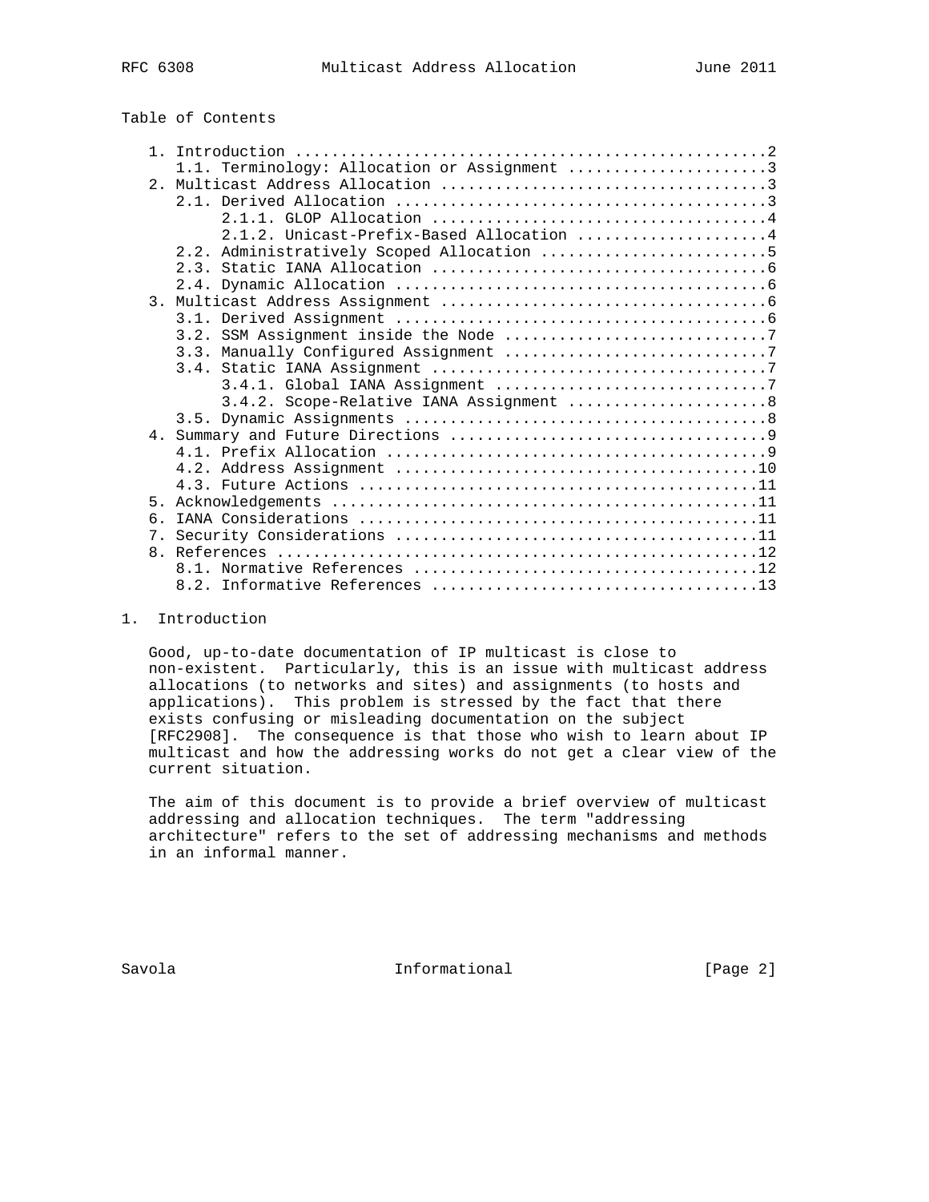Table of Contents

```
   1. Introduction ....................................................2
      1.1. Terminology: Allocation or Assignment ......................3
   2. Multicast Address Allocation ....................................3
      2.1. Derived Allocation .........................................3
           2.1.1. GLOP Allocation .....................................4
           2.1.2. Unicast-Prefix-Based Allocation .....................4
      2.2. Administratively Scoped Allocation .........................5
      2.3. Static IANA Allocation .....................................6
      2.4. Dynamic Allocation .........................................6
   3. Multicast Address Assignment ....................................6
      3.1. Derived Assignment .........................................6
      3.2. SSM Assignment inside the Node .............................7
      3.3. Manually Configured Assignment .............................7
      3.4. Static IANA Assignment .....................................7
           3.4.1. Global IANA Assignment ..............................7
           3.4.2. Scope-Relative IANA Assignment ......................8
      3.5. Dynamic Assignments ........................................8
   4. Summary and Future Directions ...................................9
      4.1. Prefix Allocation ..........................................9
      4.2. Address Assignment ........................................10
      4.3. Future Actions ............................................11
   5. Acknowledgements ...............................................11
   6. IANA Considerations ............................................11
   7. Security Considerations ........................................11
   8. References .....................................................12
      8.1. Normative References ......................................12
      8.2. Informative References ....................................13
```

# 1. Introduction

Good, up-to-date documentation of IP multicast is close to non-existent. Particularly, this is an issue with multicast address allocations (to networks and sites) and assignments (to hosts and applications). This problem is stressed by the fact that there exists confusing or misleading documentation on the subject [RFC2908]. The consequence is that those who wish to learn about IP multicast and how the addressing works do not get a clear view of the current situation.

The aim of this document is to provide a brief overview of multicast addressing and allocation techniques. The term "addressing architecture" refers to the set of addressing mechanisms and methods in an informal manner.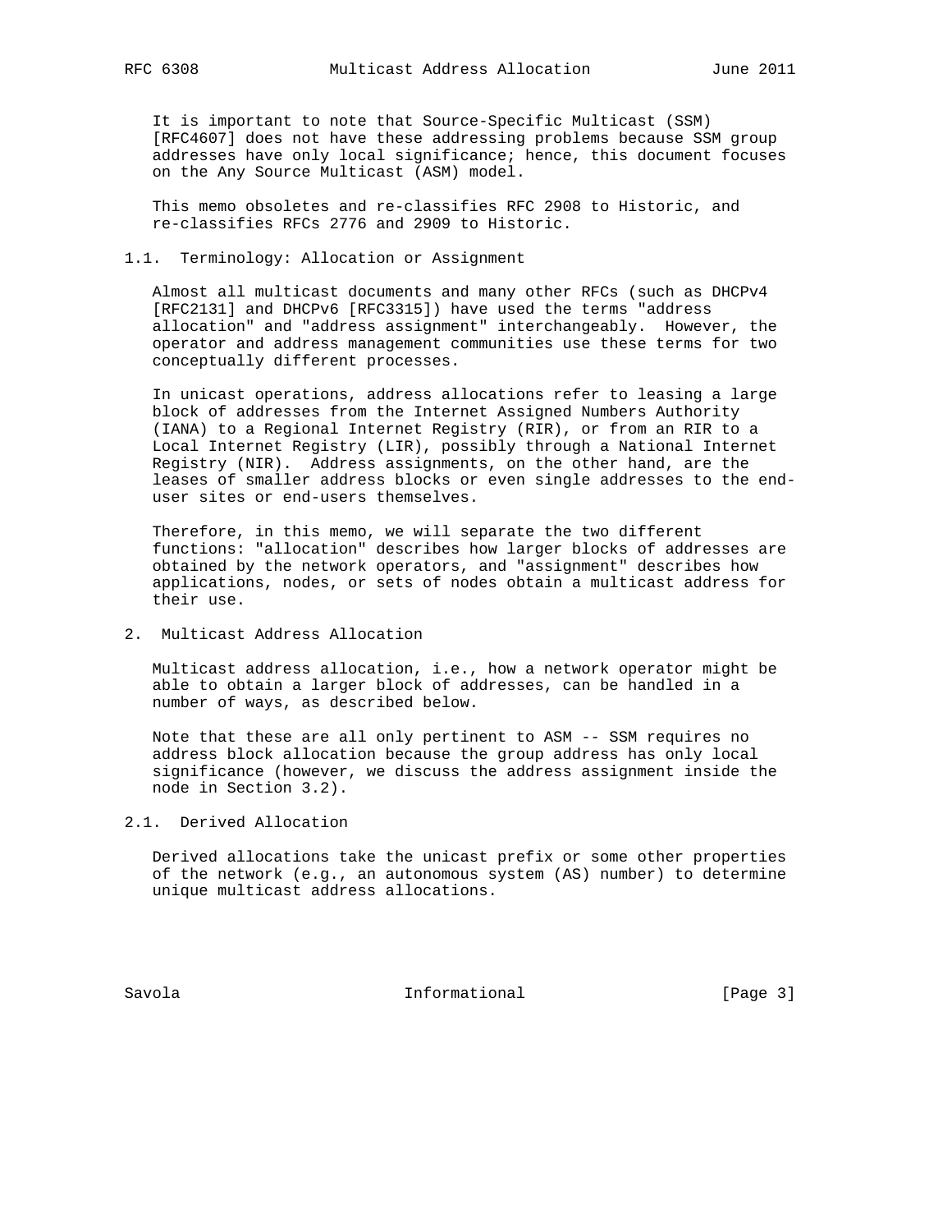It is important to note that Source-Specific Multicast (SSM) [RFC4607] does not have these addressing problems because SSM group addresses have only local significance; hence, this document focuses on the Any Source Multicast (ASM) model.

This memo obsoletes and re-classifies RFC 2908 to Historic, and re-classifies RFCs 2776 and 2909 to Historic.

### 1.1. Terminology: Allocation or Assignment

Almost all multicast documents and many other RFCs (such as DHCPv4 [RFC2131] and DHCPv6 [RFC3315]) have used the terms "address allocation" and "address assignment" interchangeably. However, the operator and address management communities use these terms for two conceptually different processes.

In unicast operations, address allocations refer to leasing a large block of addresses from the Internet Assigned Numbers Authority (IANA) to a Regional Internet Registry (RIR), or from an RIR to a Local Internet Registry (LIR), possibly through a National Internet Registry (NIR). Address assignments, on the other hand, are the leases of smaller address blocks or even single addresses to the end-user sites or end-users themselves.

Therefore, in this memo, we will separate the two different functions: "allocation" describes how larger blocks of addresses are obtained by the network operators, and "assignment" describes how applications, nodes, or sets of nodes obtain a multicast address for their use.

## 2. Multicast Address Allocation

Multicast address allocation, i.e., how a network operator might be able to obtain a larger block of addresses, can be handled in a number of ways, as described below.

Note that these are all only pertinent to ASM -- SSM requires no address block allocation because the group address has only local significance (however, we discuss the address assignment inside the node in Section 3.2).

### 2.1. Derived Allocation

Derived allocations take the unicast prefix or some other properties of the network (e.g., an autonomous system (AS) number) to determine unique multicast address allocations.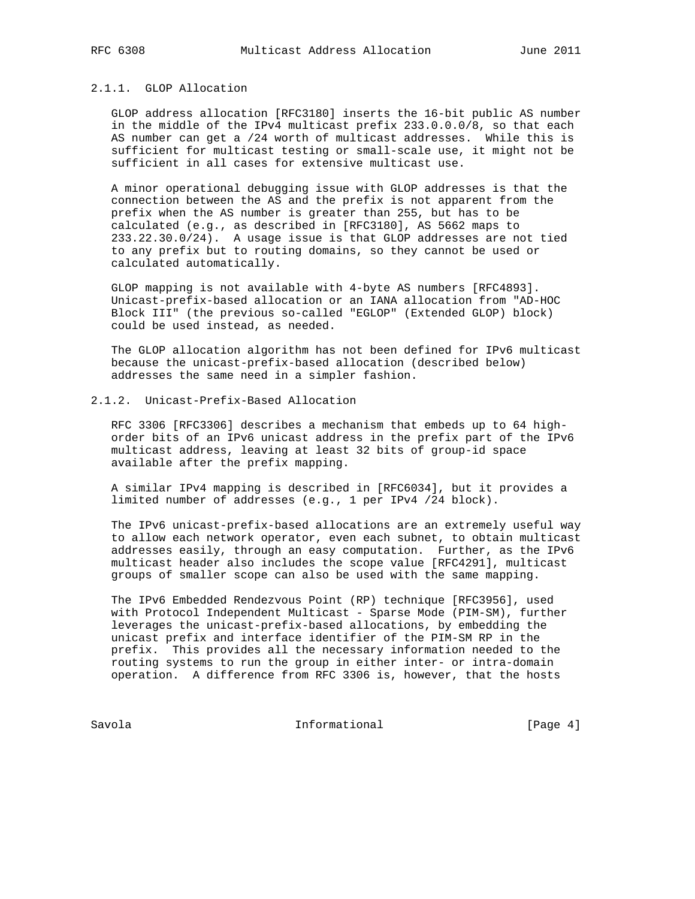### 2.1.1. GLOP Allocation

GLOP address allocation [RFC3180] inserts the 16-bit public AS number in the middle of the IPv4 multicast prefix 233.0.0.0/8, so that each AS number can get a /24 worth of multicast addresses. While this is sufficient for multicast testing or small-scale use, it might not be sufficient in all cases for extensive multicast use.

A minor operational debugging issue with GLOP addresses is that the connection between the AS and the prefix is not apparent from the prefix when the AS number is greater than 255, but has to be calculated (e.g., as described in [RFC3180], AS 5662 maps to 233.22.30.0/24). A usage issue is that GLOP addresses are not tied to any prefix but to routing domains, so they cannot be used or calculated automatically.

GLOP mapping is not available with 4-byte AS numbers [RFC4893]. Unicast-prefix-based allocation or an IANA allocation from "AD-HOC Block III" (the previous so-called "EGLOP" (Extended GLOP) block) could be used instead, as needed.

The GLOP allocation algorithm has not been defined for IPv6 multicast because the unicast-prefix-based allocation (described below) addresses the same need in a simpler fashion.

### 2.1.2. Unicast-Prefix-Based Allocation

RFC 3306 [RFC3306] describes a mechanism that embeds up to 64 high-order bits of an IPv6 unicast address in the prefix part of the IPv6 multicast address, leaving at least 32 bits of group-id space available after the prefix mapping.

A similar IPv4 mapping is described in [RFC6034], but it provides a limited number of addresses (e.g., 1 per IPv4 /24 block).

The IPv6 unicast-prefix-based allocations are an extremely useful way to allow each network operator, even each subnet, to obtain multicast addresses easily, through an easy computation. Further, as the IPv6 multicast header also includes the scope value [RFC4291], multicast groups of smaller scope can also be used with the same mapping.

The IPv6 Embedded Rendezvous Point (RP) technique [RFC3956], used with Protocol Independent Multicast - Sparse Mode (PIM-SM), further leverages the unicast-prefix-based allocations, by embedding the unicast prefix and interface identifier of the PIM-SM RP in the prefix. This provides all the necessary information needed to the routing systems to run the group in either inter- or intra-domain operation. A difference from RFC 3306 is, however, that the hosts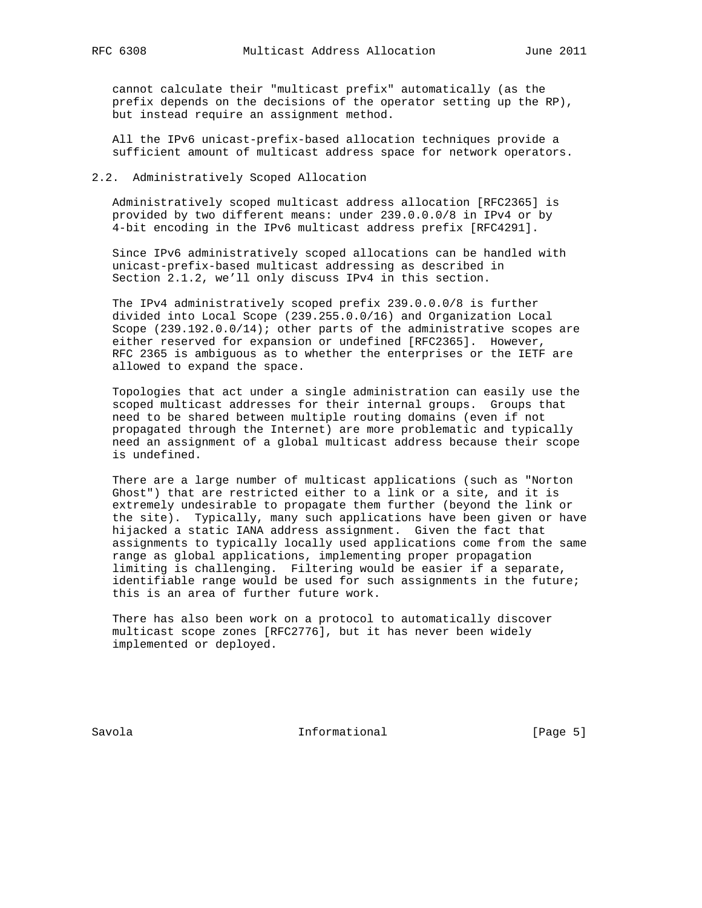cannot calculate their "multicast prefix" automatically (as the prefix depends on the decisions of the operator setting up the RP), but instead require an assignment method.

All the IPv6 unicast-prefix-based allocation techniques provide a sufficient amount of multicast address space for network operators.

### 2.2. Administratively Scoped Allocation

Administratively scoped multicast address allocation [RFC2365] is provided by two different means: under 239.0.0.0/8 in IPv4 or by 4-bit encoding in the IPv6 multicast address prefix [RFC4291].

Since IPv6 administratively scoped allocations can be handled with unicast-prefix-based multicast addressing as described in Section 2.1.2, we'll only discuss IPv4 in this section.

The IPv4 administratively scoped prefix 239.0.0.0/8 is further divided into Local Scope (239.255.0.0/16) and Organization Local Scope (239.192.0.0/14); other parts of the administrative scopes are either reserved for expansion or undefined [RFC2365]. However, RFC 2365 is ambiguous as to whether the enterprises or the IETF are allowed to expand the space.

Topologies that act under a single administration can easily use the scoped multicast addresses for their internal groups. Groups that need to be shared between multiple routing domains (even if not propagated through the Internet) are more problematic and typically need an assignment of a global multicast address because their scope is undefined.

There are a large number of multicast applications (such as "Norton Ghost") that are restricted either to a link or a site, and it is extremely undesirable to propagate them further (beyond the link or the site). Typically, many such applications have been given or have hijacked a static IANA address assignment. Given the fact that assignments to typically locally used applications come from the same range as global applications, implementing proper propagation limiting is challenging. Filtering would be easier if a separate, identifiable range would be used for such assignments in the future; this is an area of further future work.

There has also been work on a protocol to automatically discover multicast scope zones [RFC2776], but it has never been widely implemented or deployed.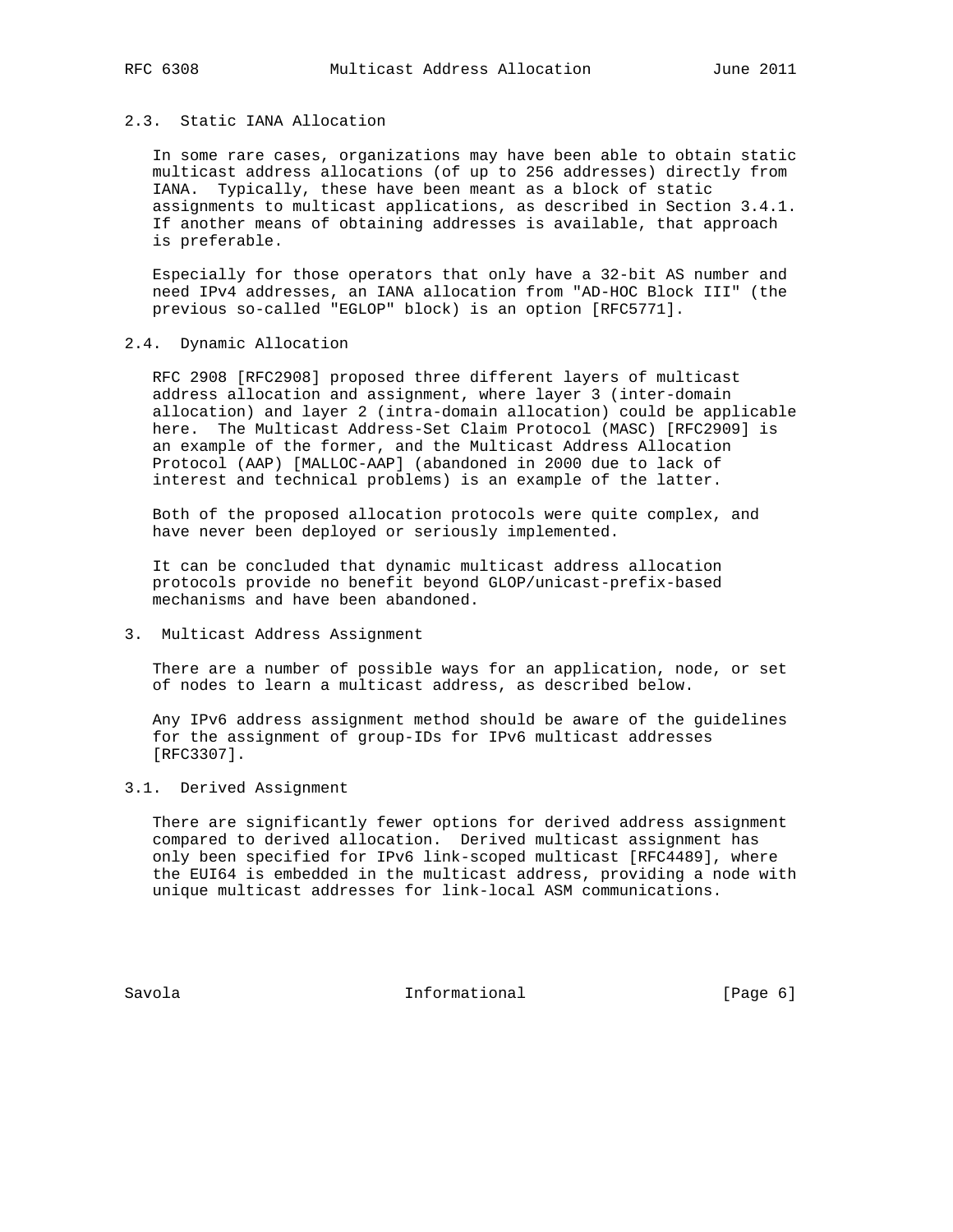### 2.3. Static IANA Allocation

In some rare cases, organizations may have been able to obtain static multicast address allocations (of up to 256 addresses) directly from IANA. Typically, these have been meant as a block of static assignments to multicast applications, as described in Section 3.4.1. If another means of obtaining addresses is available, that approach is preferable.

Especially for those operators that only have a 32-bit AS number and need IPv4 addresses, an IANA allocation from "AD-HOC Block III" (the previous so-called "EGLOP" block) is an option [RFC5771].

### 2.4. Dynamic Allocation

RFC 2908 [RFC2908] proposed three different layers of multicast address allocation and assignment, where layer 3 (inter-domain allocation) and layer 2 (intra-domain allocation) could be applicable here. The Multicast Address-Set Claim Protocol (MASC) [RFC2909] is an example of the former, and the Multicast Address Allocation Protocol (AAP) [MALLOC-AAP] (abandoned in 2000 due to lack of interest and technical problems) is an example of the latter.

Both of the proposed allocation protocols were quite complex, and have never been deployed or seriously implemented.

It can be concluded that dynamic multicast address allocation protocols provide no benefit beyond GLOP/unicast-prefix-based mechanisms and have been abandoned.

## 3. Multicast Address Assignment

There are a number of possible ways for an application, node, or set of nodes to learn a multicast address, as described below.

Any IPv6 address assignment method should be aware of the guidelines for the assignment of group-IDs for IPv6 multicast addresses [RFC3307].

### 3.1. Derived Assignment

There are significantly fewer options for derived address assignment compared to derived allocation. Derived multicast assignment has only been specified for IPv6 link-scoped multicast [RFC4489], where the EUI64 is embedded in the multicast address, providing a node with unique multicast addresses for link-local ASM communications.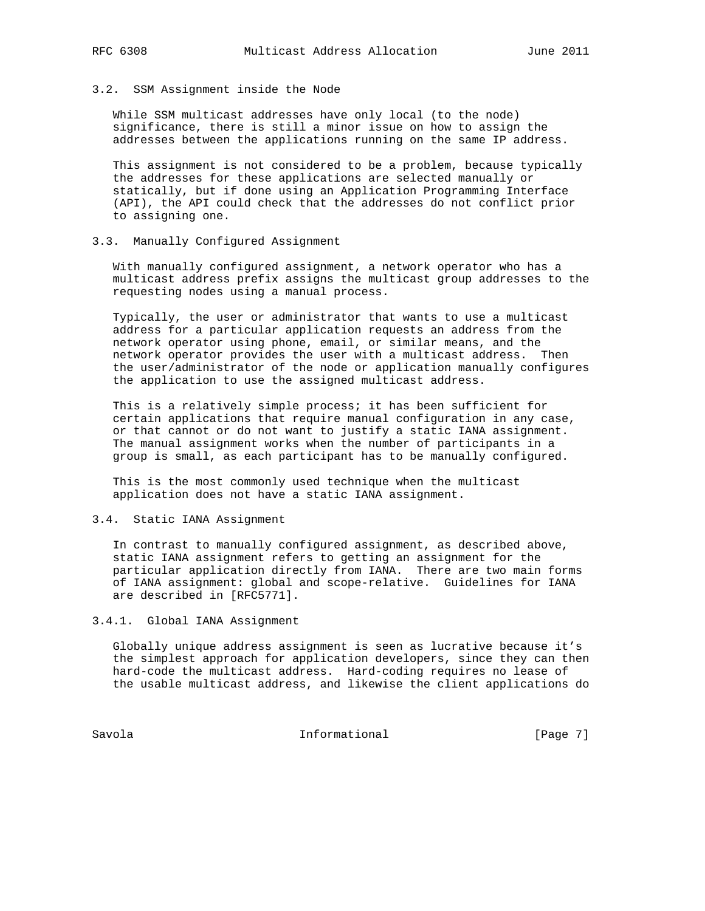### 3.2. SSM Assignment inside the Node

While SSM multicast addresses have only local (to the node) significance, there is still a minor issue on how to assign the addresses between the applications running on the same IP address.

This assignment is not considered to be a problem, because typically the addresses for these applications are selected manually or statically, but if done using an Application Programming Interface (API), the API could check that the addresses do not conflict prior to assigning one.

### 3.3. Manually Configured Assignment

With manually configured assignment, a network operator who has a multicast address prefix assigns the multicast group addresses to the requesting nodes using a manual process.

Typically, the user or administrator that wants to use a multicast address for a particular application requests an address from the network operator using phone, email, or similar means, and the network operator provides the user with a multicast address. Then the user/administrator of the node or application manually configures the application to use the assigned multicast address.

This is a relatively simple process; it has been sufficient for certain applications that require manual configuration in any case, or that cannot or do not want to justify a static IANA assignment. The manual assignment works when the number of participants in a group is small, as each participant has to be manually configured.

This is the most commonly used technique when the multicast application does not have a static IANA assignment.

### 3.4. Static IANA Assignment

In contrast to manually configured assignment, as described above, static IANA assignment refers to getting an assignment for the particular application directly from IANA. There are two main forms of IANA assignment: global and scope-relative. Guidelines for IANA are described in [RFC5771].

#### 3.4.1. Global IANA Assignment

Globally unique address assignment is seen as lucrative because it’s the simplest approach for application developers, since they can then hard-code the multicast address. Hard-coding requires no lease of the usable multicast address, and likewise the client applications do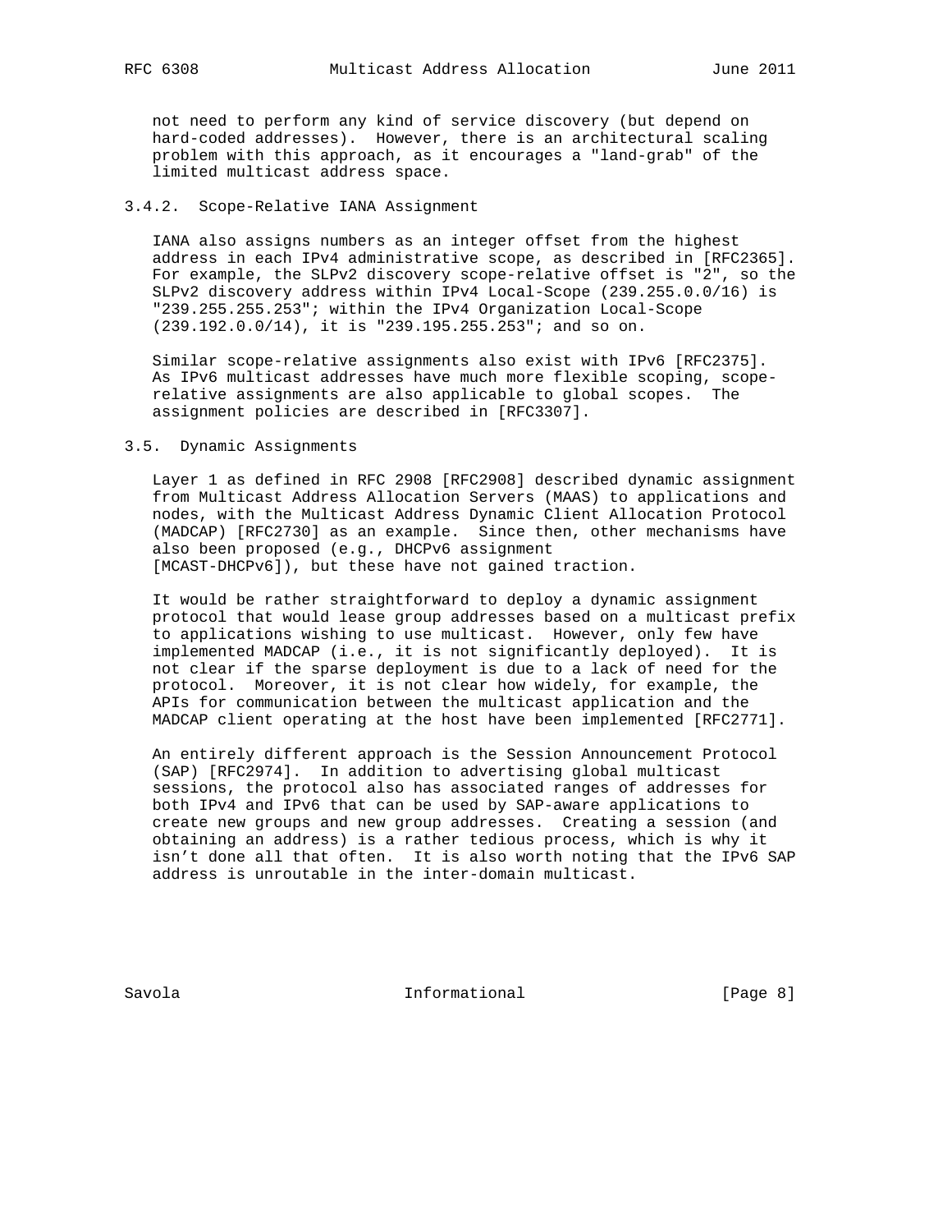not need to perform any kind of service discovery (but depend on hard-coded addresses). However, there is an architectural scaling problem with this approach, as it encourages a "land-grab" of the limited multicast address space.

### 3.4.2. Scope-Relative IANA Assignment

IANA also assigns numbers as an integer offset from the highest address in each IPv4 administrative scope, as described in [RFC2365]. For example, the SLPv2 discovery scope-relative offset is "2", so the SLPv2 discovery address within IPv4 Local-Scope (239.255.0.0/16) is "239.255.255.253"; within the IPv4 Organization Local-Scope (239.192.0.0/14), it is "239.195.255.253"; and so on.

Similar scope-relative assignments also exist with IPv6 [RFC2375]. As IPv6 multicast addresses have much more flexible scoping, scope-relative assignments are also applicable to global scopes. The assignment policies are described in [RFC3307].

## 3.5. Dynamic Assignments

Layer 1 as defined in RFC 2908 [RFC2908] described dynamic assignment from Multicast Address Allocation Servers (MAAS) to applications and nodes, with the Multicast Address Dynamic Client Allocation Protocol (MADCAP) [RFC2730] as an example. Since then, other mechanisms have also been proposed (e.g., DHCPv6 assignment [MCAST-DHCPv6]), but these have not gained traction.

It would be rather straightforward to deploy a dynamic assignment protocol that would lease group addresses based on a multicast prefix to applications wishing to use multicast. However, only few have implemented MADCAP (i.e., it is not significantly deployed). It is not clear if the sparse deployment is due to a lack of need for the protocol. Moreover, it is not clear how widely, for example, the APIs for communication between the multicast application and the MADCAP client operating at the host have been implemented [RFC2771].

An entirely different approach is the Session Announcement Protocol (SAP) [RFC2974]. In addition to advertising global multicast sessions, the protocol also has associated ranges of addresses for both IPv4 and IPv6 that can be used by SAP-aware applications to create new groups and new group addresses. Creating a session (and obtaining an address) is a rather tedious process, which is why it isn't done all that often. It is also worth noting that the IPv6 SAP address is unroutable in the inter-domain multicast.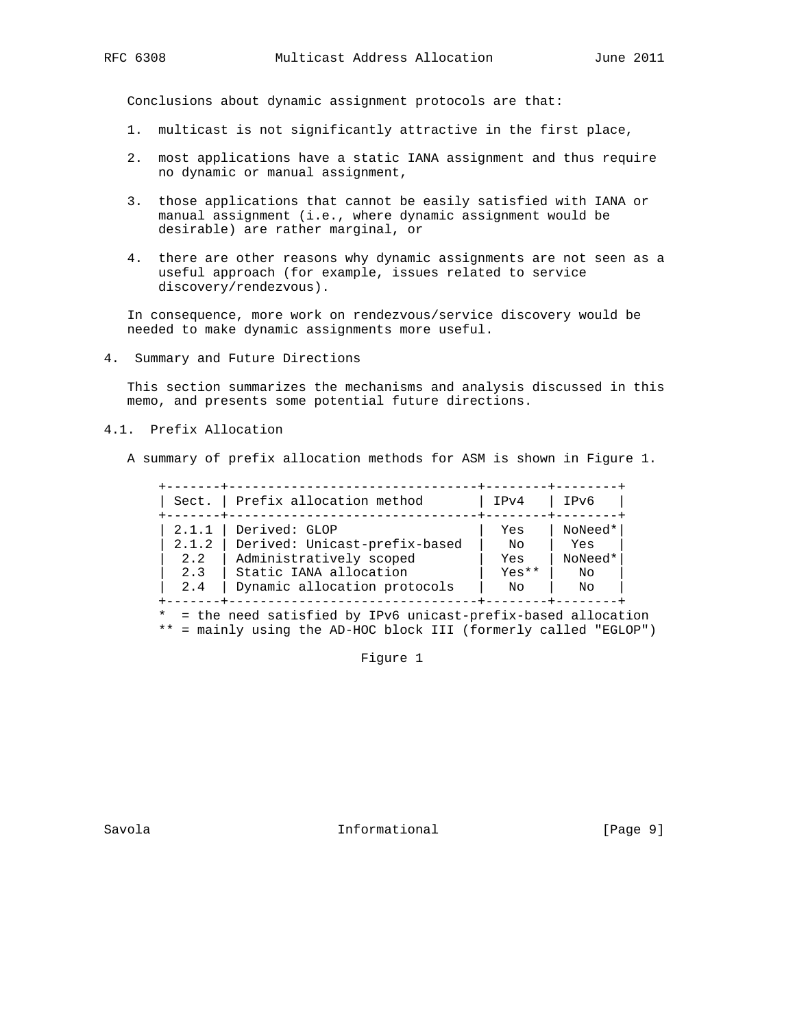Conclusions about dynamic assignment protocols are that:

1. multicast is not significantly attractive in the first place,

2. most applications have a static IANA assignment and thus require no dynamic or manual assignment,

3. those applications that cannot be easily satisfied with IANA or manual assignment (i.e., where dynamic assignment would be desirable) are rather marginal, or

4. there are other reasons why dynamic assignments are not seen as a useful approach (for example, issues related to service discovery/rendezvous).

In consequence, more work on rendezvous/service discovery would be needed to make dynamic assignments more useful.

## 4. Summary and Future Directions

This section summarizes the mechanisms and analysis discussed in this memo, and presents some potential future directions.

### 4.1. Prefix Allocation

A summary of prefix allocation methods for ASM is shown in Figure 1.

| Sect. | Prefix allocation method | IPv4 | IPv6 |
|---|---|---|---|
| 2.1.1 | Derived: GLOP | Yes | NoNeed* |
| 2.1.2 | Derived: Unicast-prefix-based | No | Yes |
| 2.2 | Administratively scoped | Yes | NoNeed* |
| 2.3 | Static IANA allocation | Yes** | No |
| 2.4 | Dynamic allocation protocols | No | No |

\* = the need satisfied by IPv6 unicast-prefix-based allocation
** = mainly using the AD-HOC block III (formerly called "EGLOP")

Figure 1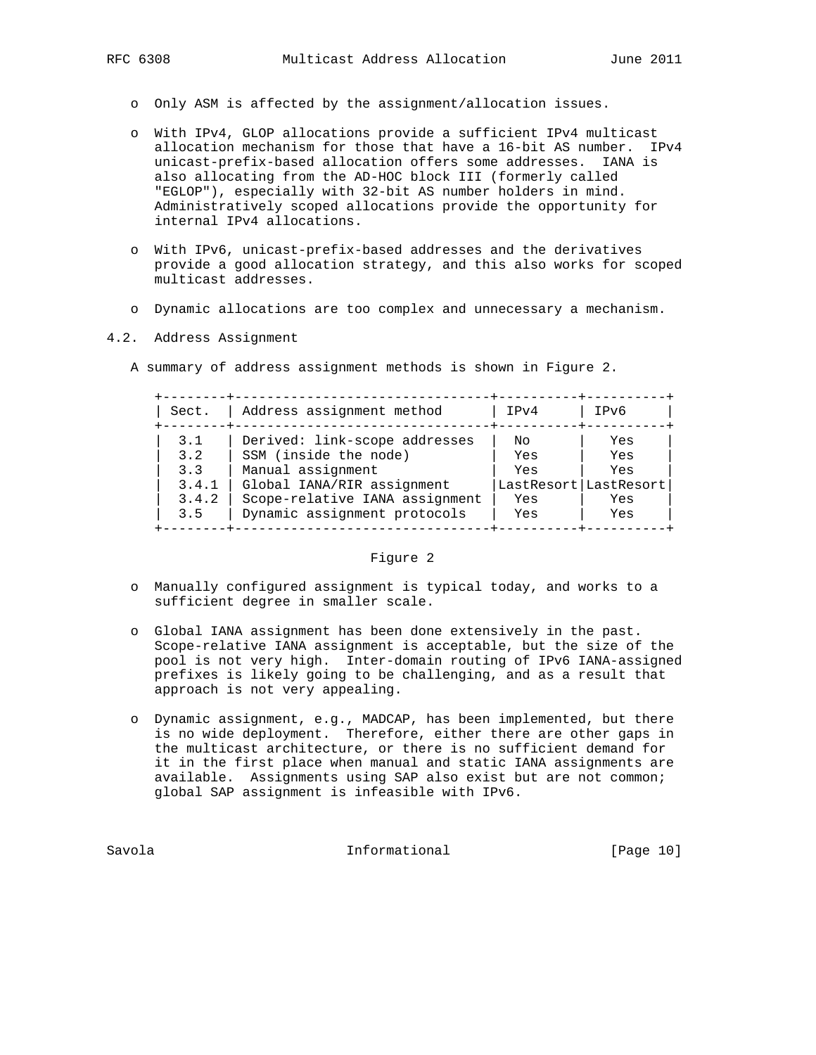- Only ASM is affected by the assignment/allocation issues.

- With IPv4, GLOP allocations provide a sufficient IPv4 multicast allocation mechanism for those that have a 16-bit AS number. IPv4 unicast-prefix-based allocation offers some addresses. IANA is also allocating from the AD-HOC block III (formerly called "EGLOP"), especially with 32-bit AS number holders in mind. Administratively scoped allocations provide the opportunity for internal IPv4 allocations.

- With IPv6, unicast-prefix-based addresses and the derivatives provide a good allocation strategy, and this also works for scoped multicast addresses.

- Dynamic allocations are too complex and unnecessary a mechanism.

## 4.2. Address Assignment

A summary of address assignment methods is shown in Figure 2.

| Sect. | Address assignment method | IPv4 | IPv6 |
|---|---|---|---|
| 3.1 | Derived: link-scope addresses | No | Yes |
| 3.2 | SSM (inside the node) | Yes | Yes |
| 3.3 | Manual assignment | Yes | Yes |
| 3.4.1 | Global IANA/RIR assignment | LastResort | LastResort |
| 3.4.2 | Scope-relative IANA assignment | Yes | Yes |
| 3.5 | Dynamic assignment protocols | Yes | Yes |

Figure 2

- Manually configured assignment is typical today, and works to a sufficient degree in smaller scale.

- Global IANA assignment has been done extensively in the past. Scope-relative IANA assignment is acceptable, but the size of the pool is not very high. Inter-domain routing of IPv6 IANA-assigned prefixes is likely going to be challenging, and as a result that approach is not very appealing.

- Dynamic assignment, e.g., MADCAP, has been implemented, but there is no wide deployment. Therefore, either there are other gaps in the multicast architecture, or there is no sufficient demand for it in the first place when manual and static IANA assignments are available. Assignments using SAP also exist but are not common; global SAP assignment is infeasible with IPv6.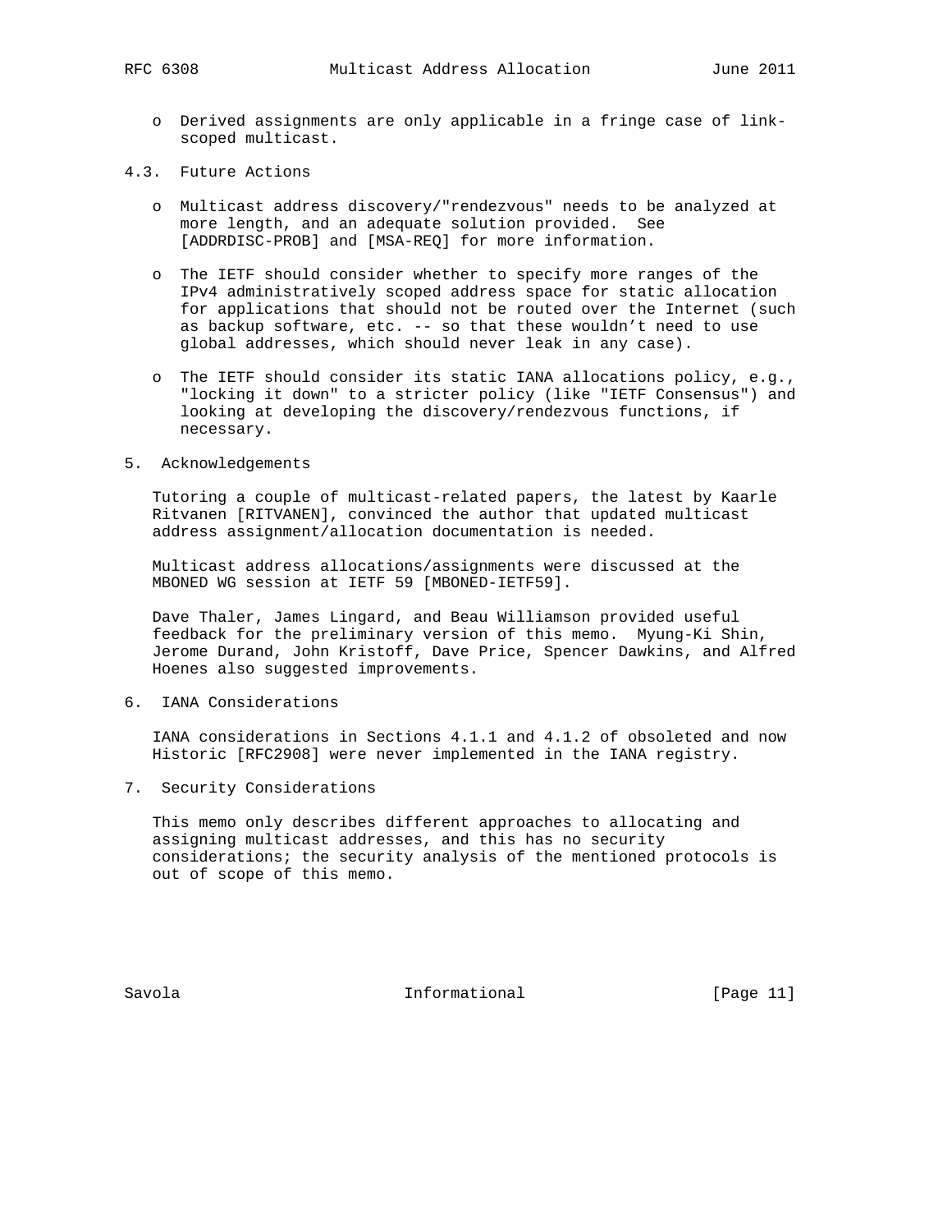- Derived assignments are only applicable in a fringe case of link-scoped multicast.

### 4.3. Future Actions

- Multicast address discovery/"rendezvous" needs to be analyzed at more length, and an adequate solution provided. See [ADDRDISC-PROB] and [MSA-REQ] for more information.

- The IETF should consider whether to specify more ranges of the IPv4 administratively scoped address space for static allocation for applications that should not be routed over the Internet (such as backup software, etc. -- so that these wouldn't need to use global addresses, which should never leak in any case).

- The IETF should consider its static IANA allocations policy, e.g., "locking it down" to a stricter policy (like "IETF Consensus") and looking at developing the discovery/rendezvous functions, if necessary.

## 5. Acknowledgements

Tutoring a couple of multicast-related papers, the latest by Kaarle Ritvanen [RITVANEN], convinced the author that updated multicast address assignment/allocation documentation is needed.

Multicast address allocations/assignments were discussed at the MBONED WG session at IETF 59 [MBONED-IETF59].

Dave Thaler, James Lingard, and Beau Williamson provided useful feedback for the preliminary version of this memo. Myung-Ki Shin, Jerome Durand, John Kristoff, Dave Price, Spencer Dawkins, and Alfred Hoenes also suggested improvements.

## 6. IANA Considerations

IANA considerations in Sections 4.1.1 and 4.1.2 of obsoleted and now Historic [RFC2908] were never implemented in the IANA registry.

## 7. Security Considerations

This memo only describes different approaches to allocating and assigning multicast addresses, and this has no security considerations; the security analysis of the mentioned protocols is out of scope of this memo.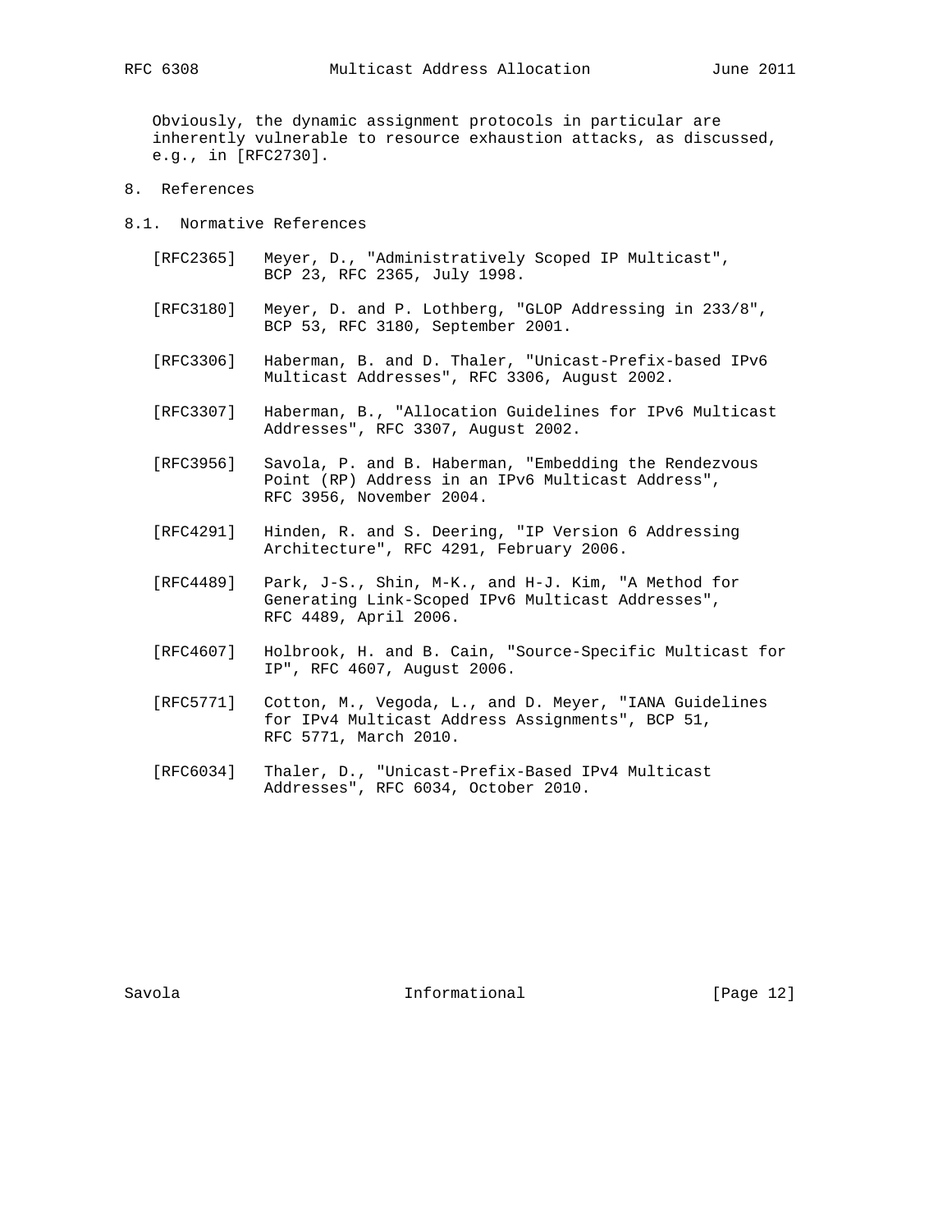Obviously, the dynamic assignment protocols in particular are inherently vulnerable to resource exhaustion attacks, as discussed, e.g., in [RFC2730].

# 8. References

## 8.1. Normative References

[RFC2365] Meyer, D., "Administratively Scoped IP Multicast", BCP 23, RFC 2365, July 1998.

[RFC3180] Meyer, D. and P. Lothberg, "GLOP Addressing in 233/8", BCP 53, RFC 3180, September 2001.

[RFC3306] Haberman, B. and D. Thaler, "Unicast-Prefix-based IPv6 Multicast Addresses", RFC 3306, August 2002.

[RFC3307] Haberman, B., "Allocation Guidelines for IPv6 Multicast Addresses", RFC 3307, August 2002.

[RFC3956] Savola, P. and B. Haberman, "Embedding the Rendezvous Point (RP) Address in an IPv6 Multicast Address", RFC 3956, November 2004.

[RFC4291] Hinden, R. and S. Deering, "IP Version 6 Addressing Architecture", RFC 4291, February 2006.

[RFC4489] Park, J-S., Shin, M-K., and H-J. Kim, "A Method for Generating Link-Scoped IPv6 Multicast Addresses", RFC 4489, April 2006.

[RFC4607] Holbrook, H. and B. Cain, "Source-Specific Multicast for IP", RFC 4607, August 2006.

[RFC5771] Cotton, M., Vegoda, L., and D. Meyer, "IANA Guidelines for IPv4 Multicast Address Assignments", BCP 51, RFC 5771, March 2010.

[RFC6034] Thaler, D., "Unicast-Prefix-Based IPv4 Multicast Addresses", RFC 6034, October 2010.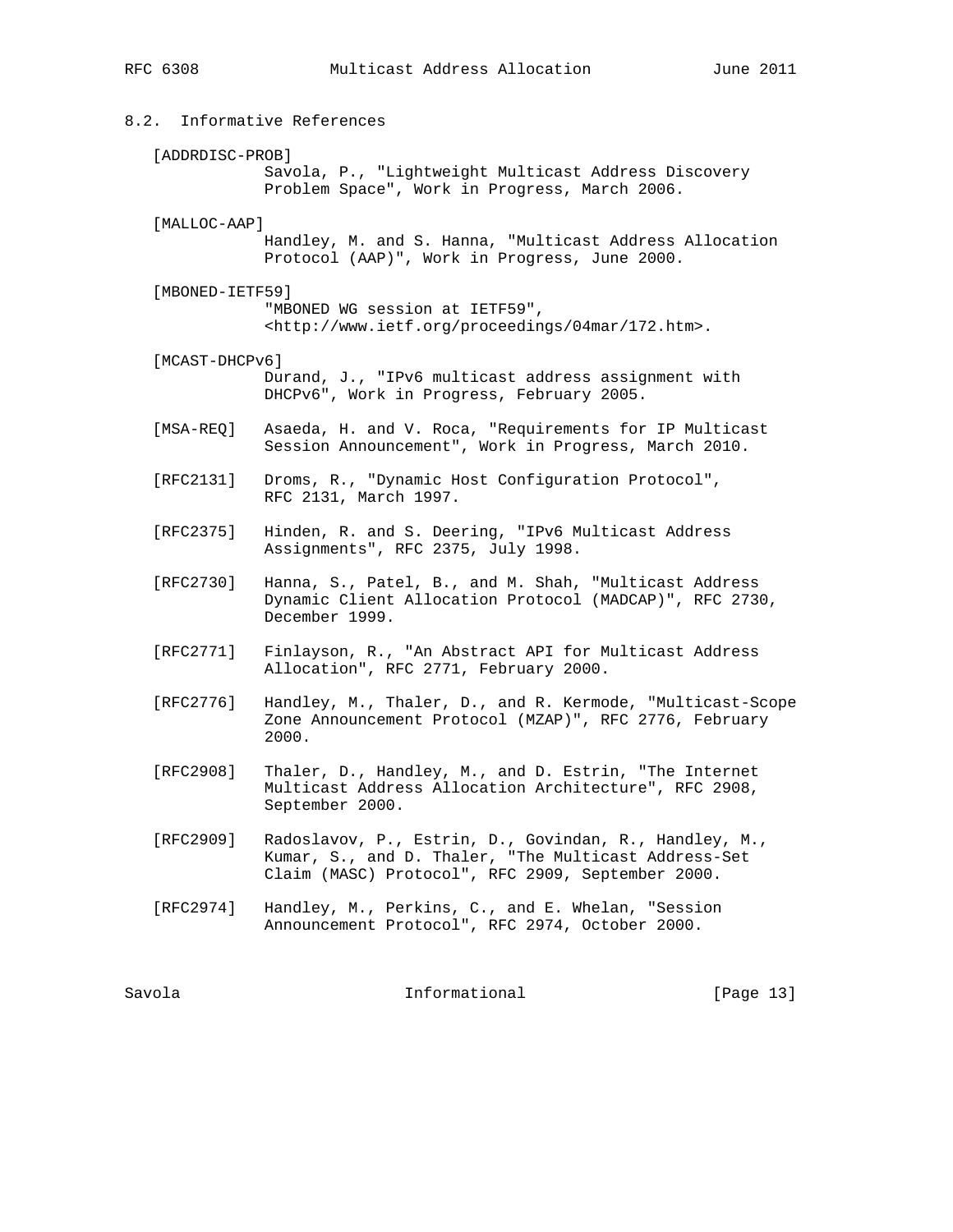### 8.2. Informative References

[ADDRDISC-PROB]
Savola, P., "Lightweight Multicast Address Discovery Problem Space", Work in Progress, March 2006.

[MALLOC-AAP]
Handley, M. and S. Hanna, "Multicast Address Allocation Protocol (AAP)", Work in Progress, June 2000.

[MBONED-IETF59]
"MBONED WG session at IETF59", <http://www.ietf.org/proceedings/04mar/172.htm>.

[MCAST-DHCPv6]
Durand, J., "IPv6 multicast address assignment with DHCPv6", Work in Progress, February 2005.

[MSA-REQ] Asaeda, H. and V. Roca, "Requirements for IP Multicast Session Announcement", Work in Progress, March 2010.

[RFC2131] Droms, R., "Dynamic Host Configuration Protocol", RFC 2131, March 1997.

[RFC2375] Hinden, R. and S. Deering, "IPv6 Multicast Address Assignments", RFC 2375, July 1998.

[RFC2730] Hanna, S., Patel, B., and M. Shah, "Multicast Address Dynamic Client Allocation Protocol (MADCAP)", RFC 2730, December 1999.

[RFC2771] Finlayson, R., "An Abstract API for Multicast Address Allocation", RFC 2771, February 2000.

[RFC2776] Handley, M., Thaler, D., and R. Kermode, "Multicast-Scope Zone Announcement Protocol (MZAP)", RFC 2776, February 2000.

[RFC2908] Thaler, D., Handley, M., and D. Estrin, "The Internet Multicast Address Allocation Architecture", RFC 2908, September 2000.

[RFC2909] Radoslavov, P., Estrin, D., Govindan, R., Handley, M., Kumar, S., and D. Thaler, "The Multicast Address-Set Claim (MASC) Protocol", RFC 2909, September 2000.

[RFC2974] Handley, M., Perkins, C., and E. Whelan, "Session Announcement Protocol", RFC 2974, October 2000.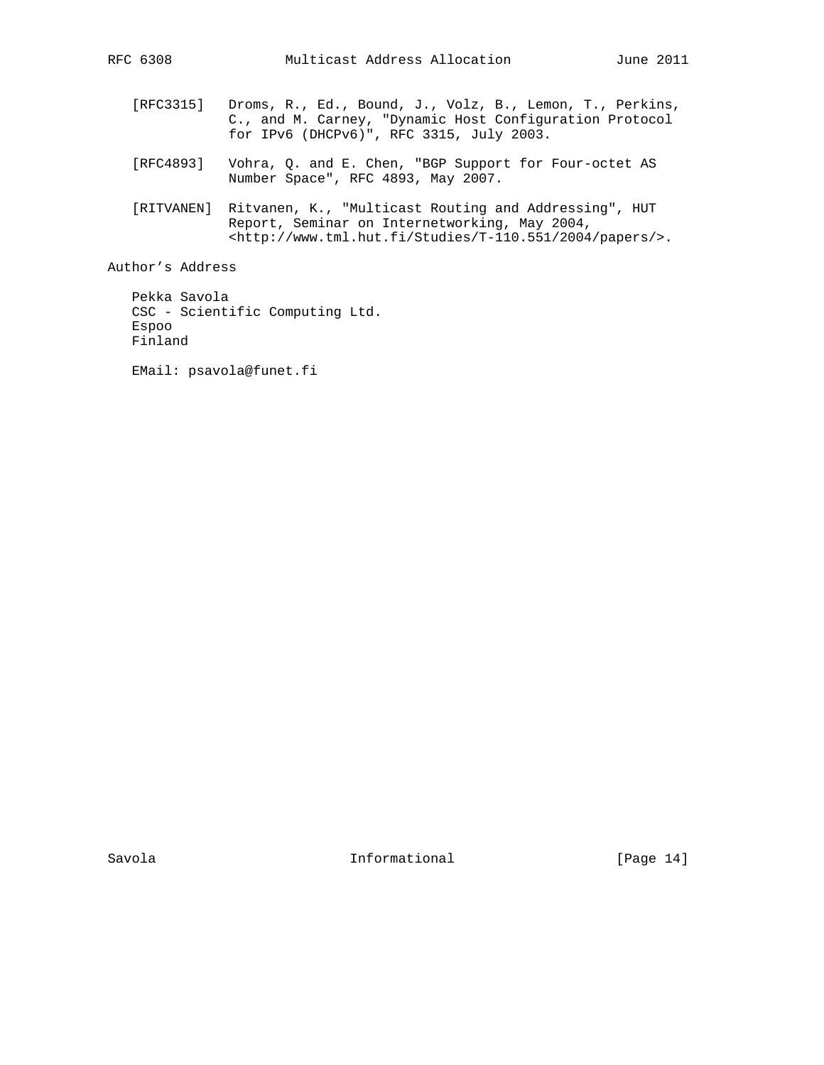[RFC3315] Droms, R., Ed., Bound, J., Volz, B., Lemon, T., Perkins, C., and M. Carney, "Dynamic Host Configuration Protocol for IPv6 (DHCPv6)", RFC 3315, July 2003.

[RFC4893] Vohra, Q. and E. Chen, "BGP Support for Four-octet AS Number Space", RFC 4893, May 2007.

[RITVANEN] Ritvanen, K., "Multicast Routing and Addressing", HUT Report, Seminar on Internetworking, May 2004, <http://www.tml.hut.fi/Studies/T-110.551/2004/papers/>.

## Author's Address

Pekka Savola
CSC - Scientific Computing Ltd.
Espoo
Finland

EMail: psavola@funet.fi